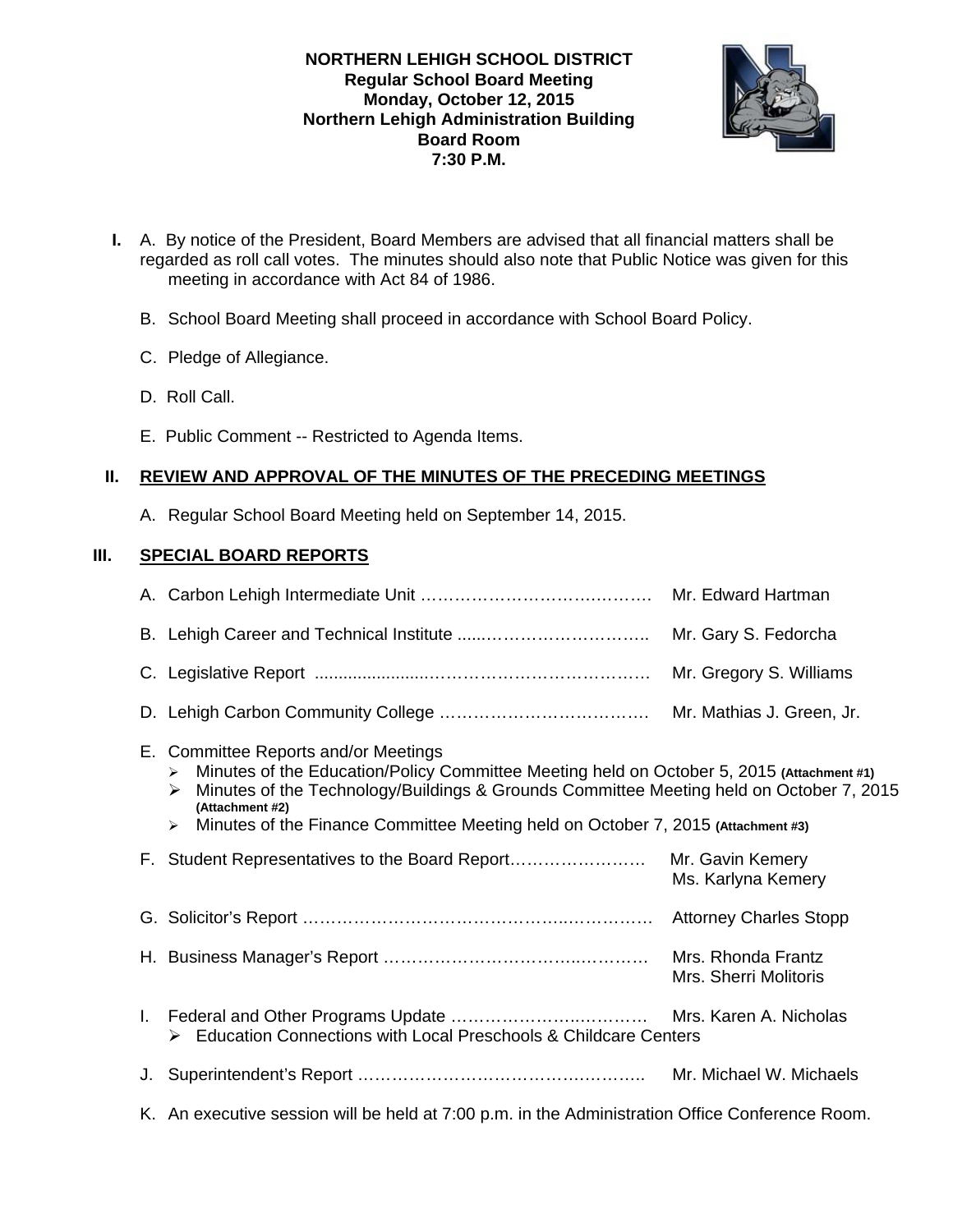**NORTHERN LEHIGH SCHOOL DISTRICT**
**Regular School Board Meeting**
**Monday, October 12, 2015**
**Northern Lehigh Administration Building**
**Board Room**
**7:30 P.M.**

**I.** A. By notice of the President, Board Members are advised that all financial matters shall be regarded as roll call votes. The minutes should also note that Public Notice was given for this meeting in accordance with Act 84 of 1986.

B. School Board Meeting shall proceed in accordance with School Board Policy.

C. Pledge of Allegiance.

D. Roll Call.

E. Public Comment -- Restricted to Agenda Items.

## II. REVIEW AND APPROVAL OF THE MINUTES OF THE PRECEDING MEETINGS

A. Regular School Board Meeting held on September 14, 2015.

## III. SPECIAL BOARD REPORTS

A. Carbon Lehigh Intermediate Unit …………………………………. Mr. Edward Hartman

B. Lehigh Career and Technical Institute ......………………………….. Mr. Gary S. Fedorcha

C. Legislative Report ......................……………………………… Mr. Gregory S. Williams

D. Lehigh Carbon Community College ………………………………. Mr. Mathias J. Green, Jr.

E. Committee Reports and/or Meetings
- Minutes of the Education/Policy Committee Meeting held on October 5, 2015 **(Attachment #1)**
- Minutes of the Technology/Buildings & Grounds Committee Meeting held on October 7, 2015 **(Attachment #2)**
- Minutes of the Finance Committee Meeting held on October 7, 2015 **(Attachment #3)**

F. Student Representatives to the Board Report……………………. Mr. Gavin Kemery
Ms. Karlyna Kemery

G. Solicitor's Report ……………………………………….…………. Attorney Charles Stopp

H. Business Manager's Report ……………………………….………… Mrs. Rhonda Frantz
Mrs. Sherri Molitoris

I. Federal and Other Programs Update ……………….….………… Mrs. Karen A. Nicholas
- Education Connections with Local Preschools & Childcare Centers

J. Superintendent's Report ……………………………………….……. Mr. Michael W. Michaels

K. An executive session will be held at 7:00 p.m. in the Administration Office Conference Room.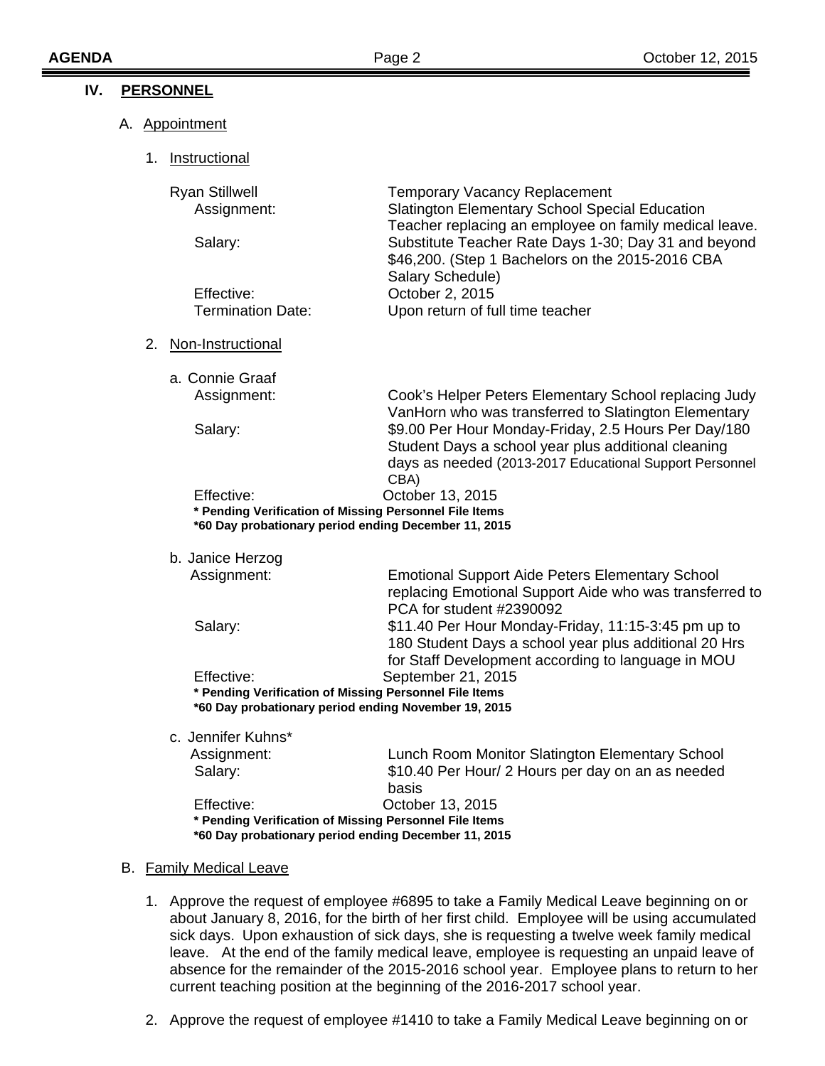## IV. PERSONNEL

### A. Appointment

#### 1. Instructional

**Ryan Stillwell** — Temporary Vacancy Replacement

- Assignment: Slatington Elementary School Special Education Teacher replacing an employee on family medical leave.
- Salary: Substitute Teacher Rate Days 1-30; Day 31 and beyond $46,200. (Step 1 Bachelors on the 2015-2016 CBA Salary Schedule)
- Effective: October 2, 2015
- Termination Date: Upon return of full time teacher

#### 2. Non-Instructional

a. **Connie Graaf**

- Assignment: Cook's Helper Peters Elementary School replacing Judy VanHorn who was transferred to Slatington Elementary
- Salary: $9.00 Per Hour Monday-Friday, 2.5 Hours Per Day/180 Student Days a school year plus additional cleaning days as needed (2013-2017 Educational Support Personnel CBA)
- Effective: October 13, 2015

**\* Pending Verification of Missing Personnel File Items**
**\*60 Day probationary period ending December 11, 2015**

b. **Janice Herzog**

- Assignment: Emotional Support Aide Peters Elementary School replacing Emotional Support Aide who was transferred to PCA for student #2390092
- Salary: $11.40 Per Hour Monday-Friday, 11:15-3:45 pm up to 180 Student Days a school year plus additional 20 Hrs for Staff Development according to language in MOU
- Effective: September 21, 2015

**\* Pending Verification of Missing Personnel File Items**
**\*60 Day probationary period ending November 19, 2015**

c. **Jennifer Kuhns\***

- Assignment: Lunch Room Monitor Slatington Elementary School
- Salary: $10.40 Per Hour/ 2 Hours per day on an as needed basis
- Effective: October 13, 2015

**\* Pending Verification of Missing Personnel File Items**
**\*60 Day probationary period ending December 11, 2015**

### B. Family Medical Leave

1. Approve the request of employee #6895 to take a Family Medical Leave beginning on or about January 8, 2016, for the birth of her first child. Employee will be using accumulated sick days. Upon exhaustion of sick days, she is requesting a twelve week family medical leave. At the end of the family medical leave, employee is requesting an unpaid leave of absence for the remainder of the 2015-2016 school year. Employee plans to return to her current teaching position at the beginning of the 2016-2017 school year.

2. Approve the request of employee #1410 to take a Family Medical Leave beginning on or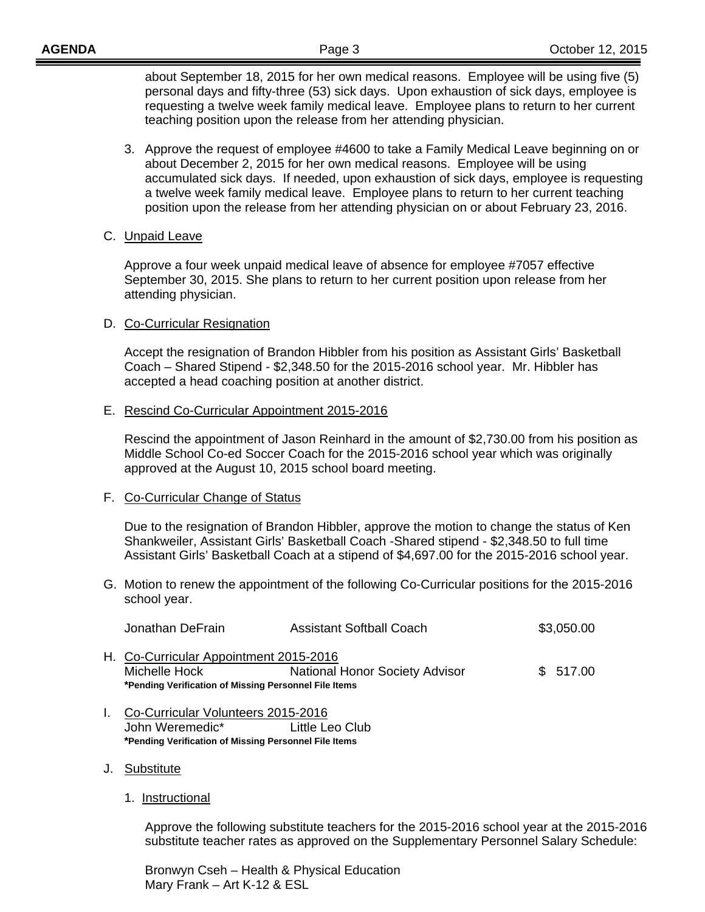about September 18, 2015 for her own medical reasons. Employee will be using five (5) personal days and fifty-three (53) sick days. Upon exhaustion of sick days, employee is requesting a twelve week family medical leave. Employee plans to return to her current teaching position upon the release from her attending physician.

3. Approve the request of employee #4600 to take a Family Medical Leave beginning on or about December 2, 2015 for her own medical reasons. Employee will be using accumulated sick days. If needed, upon exhaustion of sick days, employee is requesting a twelve week family medical leave. Employee plans to return to her current teaching position upon the release from her attending physician on or about February 23, 2016.

C. Unpaid Leave

Approve a four week unpaid medical leave of absence for employee #7057 effective September 30, 2015. She plans to return to her current position upon release from her attending physician.

D. Co-Curricular Resignation

Accept the resignation of Brandon Hibbler from his position as Assistant Girls' Basketball Coach – Shared Stipend - $2,348.50 for the 2015-2016 school year. Mr. Hibbler has accepted a head coaching position at another district.

E. Rescind Co-Curricular Appointment 2015-2016

Rescind the appointment of Jason Reinhard in the amount of $2,730.00 from his position as Middle School Co-ed Soccer Coach for the 2015-2016 school year which was originally approved at the August 10, 2015 school board meeting.

F. Co-Curricular Change of Status

Due to the resignation of Brandon Hibbler, approve the motion to change the status of Ken Shankweiler, Assistant Girls' Basketball Coach -Shared stipend - $2,348.50 to full time Assistant Girls' Basketball Coach at a stipend of $4,697.00 for the 2015-2016 school year.

G. Motion to renew the appointment of the following Co-Curricular positions for the 2015-2016 school year.

| | | |
|---|---|---|
| Jonathan DeFrain | Assistant Softball Coach | $3,050.00 |

H. Co-Curricular Appointment 2015-2016

| | | |
|---|---|---|
| Michelle Hock | National Honor Society Advisor | $ 517.00 |

***Pending Verification of Missing Personnel File Items**

I. Co-Curricular Volunteers 2015-2016

| | |
|---|---|
| John Weremedic* | Little Leo Club |

***Pending Verification of Missing Personnel File Items**

J. Substitute

1. Instructional

Approve the following substitute teachers for the 2015-2016 school year at the 2015-2016 substitute teacher rates as approved on the Supplementary Personnel Salary Schedule:

Bronwyn Cseh – Health & Physical Education
Mary Frank – Art K-12 & ESL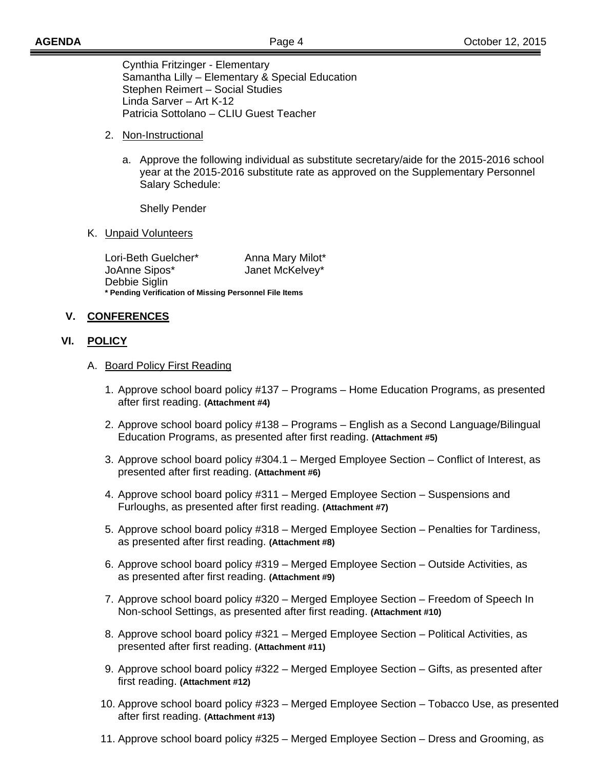Cynthia Fritzinger - Elementary
Samantha Lilly – Elementary & Special Education
Stephen Reimert – Social Studies
Linda Sarver – Art K-12
Patricia Sottolano – CLIU Guest Teacher

2. Non-Instructional

   a. Approve the following individual as substitute secretary/aide for the 2015-2016 school year at the 2015-2016 substitute rate as approved on the Supplementary Personnel Salary Schedule:

      Shelly Pender

K. Unpaid Volunteers

| | |
|---|---|
| Lori-Beth Guelcher* | Anna Mary Milot* |
| JoAnne Sipos* | Janet McKelvey* |
| Debbie Siglin | |

**\* Pending Verification of Missing Personnel File Items**

## V. CONFERENCES

## VI. POLICY

A. Board Policy First Reading

1. Approve school board policy #137 – Programs – Home Education Programs, as presented after first reading. **(Attachment #4)**
2. Approve school board policy #138 – Programs – English as a Second Language/Bilingual Education Programs, as presented after first reading. **(Attachment #5)**
3. Approve school board policy #304.1 – Merged Employee Section – Conflict of Interest, as presented after first reading. **(Attachment #6)**
4. Approve school board policy #311 – Merged Employee Section – Suspensions and Furloughs, as presented after first reading. **(Attachment #7)**
5. Approve school board policy #318 – Merged Employee Section – Penalties for Tardiness, as presented after first reading. **(Attachment #8)**
6. Approve school board policy #319 – Merged Employee Section – Outside Activities, as as presented after first reading. **(Attachment #9)**
7. Approve school board policy #320 – Merged Employee Section – Freedom of Speech In Non-school Settings, as presented after first reading. **(Attachment #10)**
8. Approve school board policy #321 – Merged Employee Section – Political Activities, as presented after first reading. **(Attachment #11)**
9. Approve school board policy #322 – Merged Employee Section – Gifts, as presented after first reading. **(Attachment #12)**
10. Approve school board policy #323 – Merged Employee Section – Tobacco Use, as presented after first reading. **(Attachment #13)**
11. Approve school board policy #325 – Merged Employee Section – Dress and Grooming, as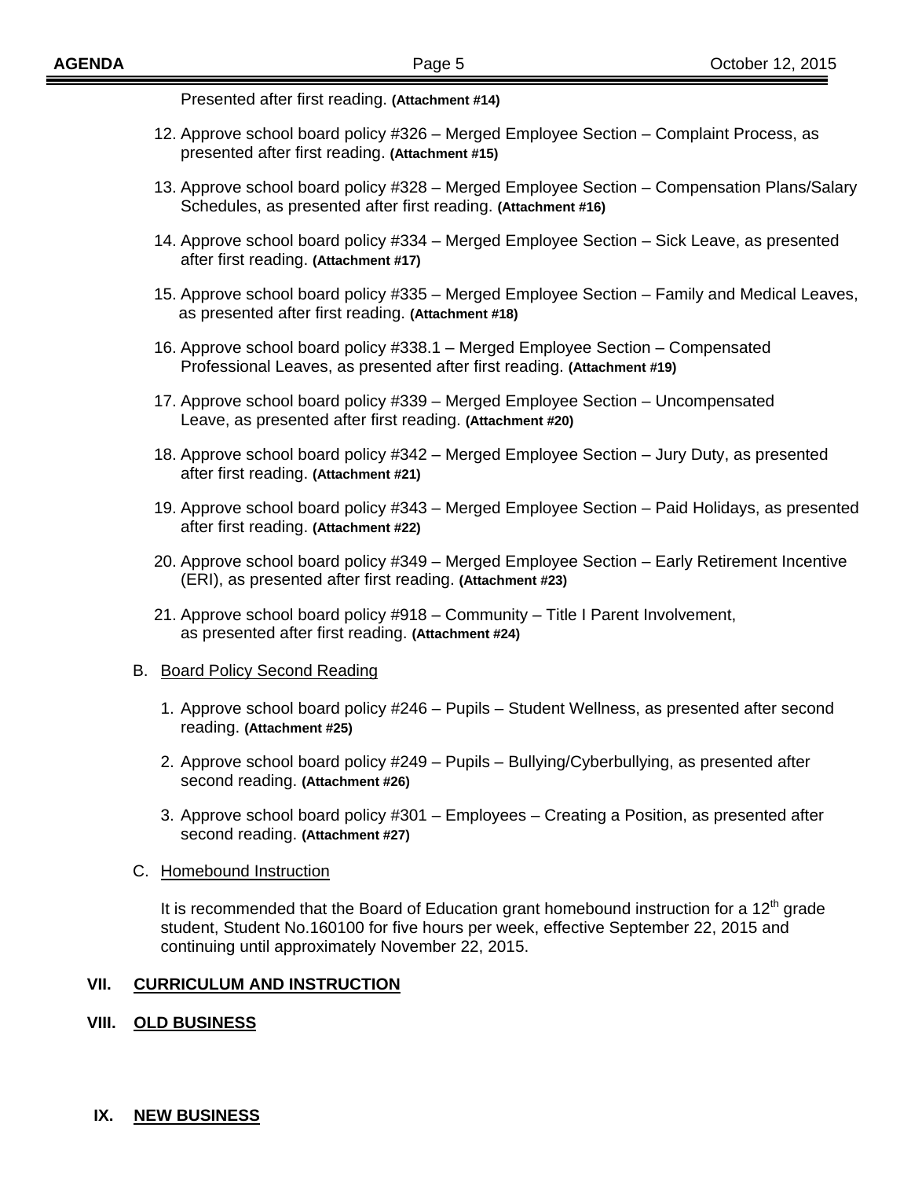Presented after first reading. **(Attachment #14)**

12. Approve school board policy #326 – Merged Employee Section – Complaint Process, as presented after first reading. **(Attachment #15)**

13. Approve school board policy #328 – Merged Employee Section – Compensation Plans/Salary Schedules, as presented after first reading. **(Attachment #16)**

14. Approve school board policy #334 – Merged Employee Section – Sick Leave, as presented after first reading. **(Attachment #17)**

15. Approve school board policy #335 – Merged Employee Section – Family and Medical Leaves, as presented after first reading. **(Attachment #18)**

16. Approve school board policy #338.1 – Merged Employee Section – Compensated Professional Leaves, as presented after first reading. **(Attachment #19)**

17. Approve school board policy #339 – Merged Employee Section – Uncompensated Leave, as presented after first reading. **(Attachment #20)**

18. Approve school board policy #342 – Merged Employee Section – Jury Duty, as presented after first reading. **(Attachment #21)**

19. Approve school board policy #343 – Merged Employee Section – Paid Holidays, as presented after first reading. **(Attachment #22)**

20. Approve school board policy #349 – Merged Employee Section – Early Retirement Incentive (ERI), as presented after first reading. **(Attachment #23)**

21. Approve school board policy #918 – Community – Title I Parent Involvement, as presented after first reading. **(Attachment #24)**

B. Board Policy Second Reading

1. Approve school board policy #246 – Pupils – Student Wellness, as presented after second reading. **(Attachment #25)**

2. Approve school board policy #249 – Pupils – Bullying/Cyberbullying, as presented after second reading. **(Attachment #26)**

3. Approve school board policy #301 – Employees – Creating a Position, as presented after second reading. **(Attachment #27)**

C. Homebound Instruction

It is recommended that the Board of Education grant homebound instruction for a 12th grade student, Student No.160100 for five hours per week, effective September 22, 2015 and continuing until approximately November 22, 2015.

## VII. CURRICULUM AND INSTRUCTION

## VIII. OLD BUSINESS

## IX. NEW BUSINESS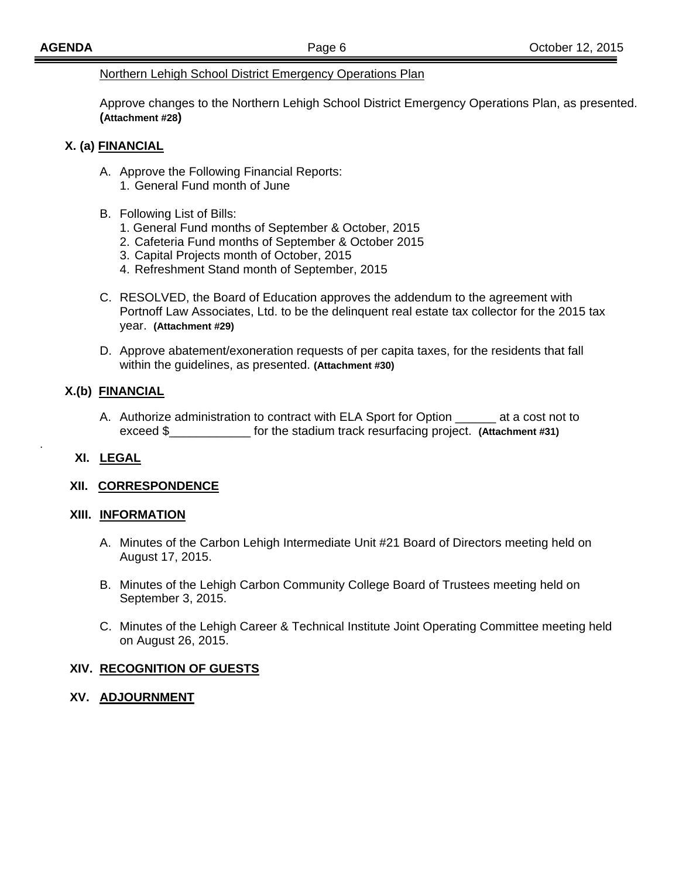Northern Lehigh School District Emergency Operations Plan

Approve changes to the Northern Lehigh School District Emergency Operations Plan, as presented. **(Attachment #28)**

## X. (a) FINANCIAL

A. Approve the Following Financial Reports:
   1. General Fund month of June

B. Following List of Bills:
   1. General Fund months of September & October, 2015
   2. Cafeteria Fund months of September & October 2015
   3. Capital Projects month of October, 2015
   4. Refreshment Stand month of September, 2015

C. RESOLVED, the Board of Education approves the addendum to the agreement with Portnoff Law Associates, Ltd. to be the delinquent real estate tax collector for the 2015 tax year. **(Attachment #29)**

D. Approve abatement/exoneration requests of per capita taxes, for the residents that fall within the guidelines, as presented. **(Attachment #30)**

## X.(b) FINANCIAL

A. Authorize administration to contract with ELA Sport for Option ______ at a cost not to exceed $____________ for the stadium track resurfacing project. **(Attachment #31)**

## XI. LEGAL

## XII. CORRESPONDENCE

## XIII. INFORMATION

A. Minutes of the Carbon Lehigh Intermediate Unit #21 Board of Directors meeting held on August 17, 2015.

B. Minutes of the Lehigh Carbon Community College Board of Trustees meeting held on September 3, 2015.

C. Minutes of the Lehigh Career & Technical Institute Joint Operating Committee meeting held on August 26, 2015.

## XIV. RECOGNITION OF GUESTS

## XV. ADJOURNMENT